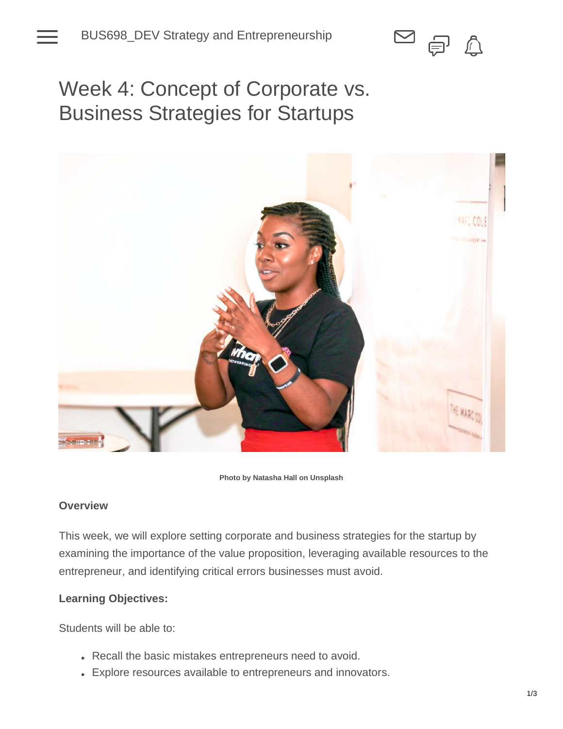# Week 4: Concept of Corporate vs. Business Strategies for Startups

Photo by Natasha Hall on Unsplash

**Overview**

This week, we will explore setting corporate and business strategies for the startup by examining the importance of the value proposition, leveraging available resources to the entrepreneur, and identifying critical errors businesses must avoid.

**Learning Objectives:**

Students will be able to:

- Recall the basic mistakes entrepreneurs need to avoid.
- Explore resources available to entrepreneurs and innovators.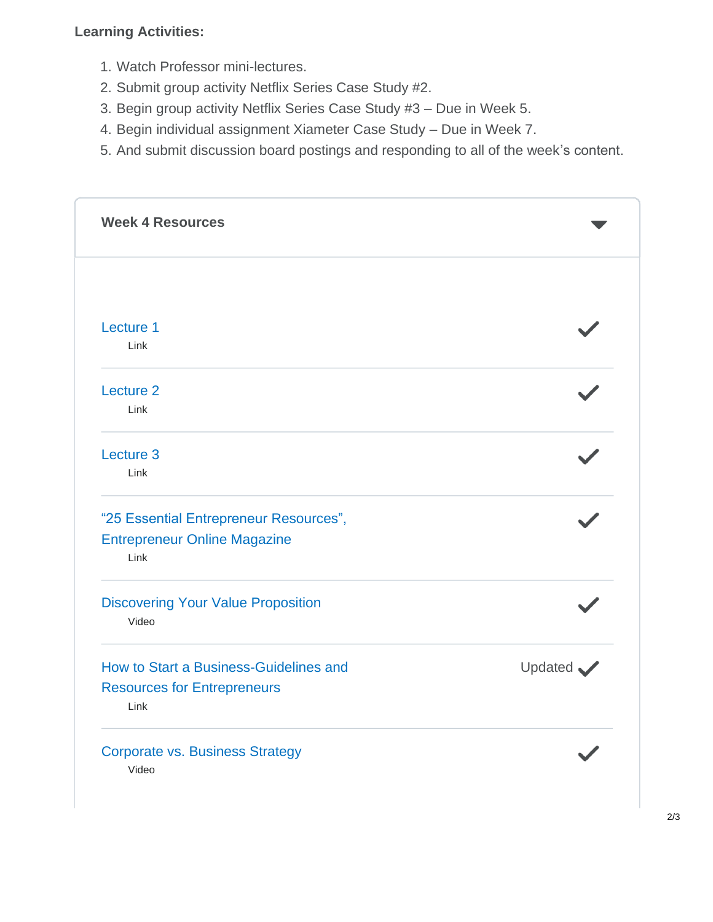**Learning Activities:**

1. Watch Professor mini-lectures.
2. Submit group activity Netflix Series Case Study #2.
3. Begin group activity Netflix Series Case Study #3 – Due in Week 5.
4. Begin individual assignment Xiameter Case Study – Due in Week 7.
5. And submit discussion board postings and responding to all of the week's content.

### Week 4 Resources

Lecture 1
Link

Lecture 2
Link

Lecture 3
Link

"25 Essential Entrepreneur Resources", Entrepreneur Online Magazine
Link

Discovering Your Value Proposition
Video

How to Start a Business-Guidelines and Resources for Entrepreneurs — Updated
Link

Corporate vs. Business Strategy
Video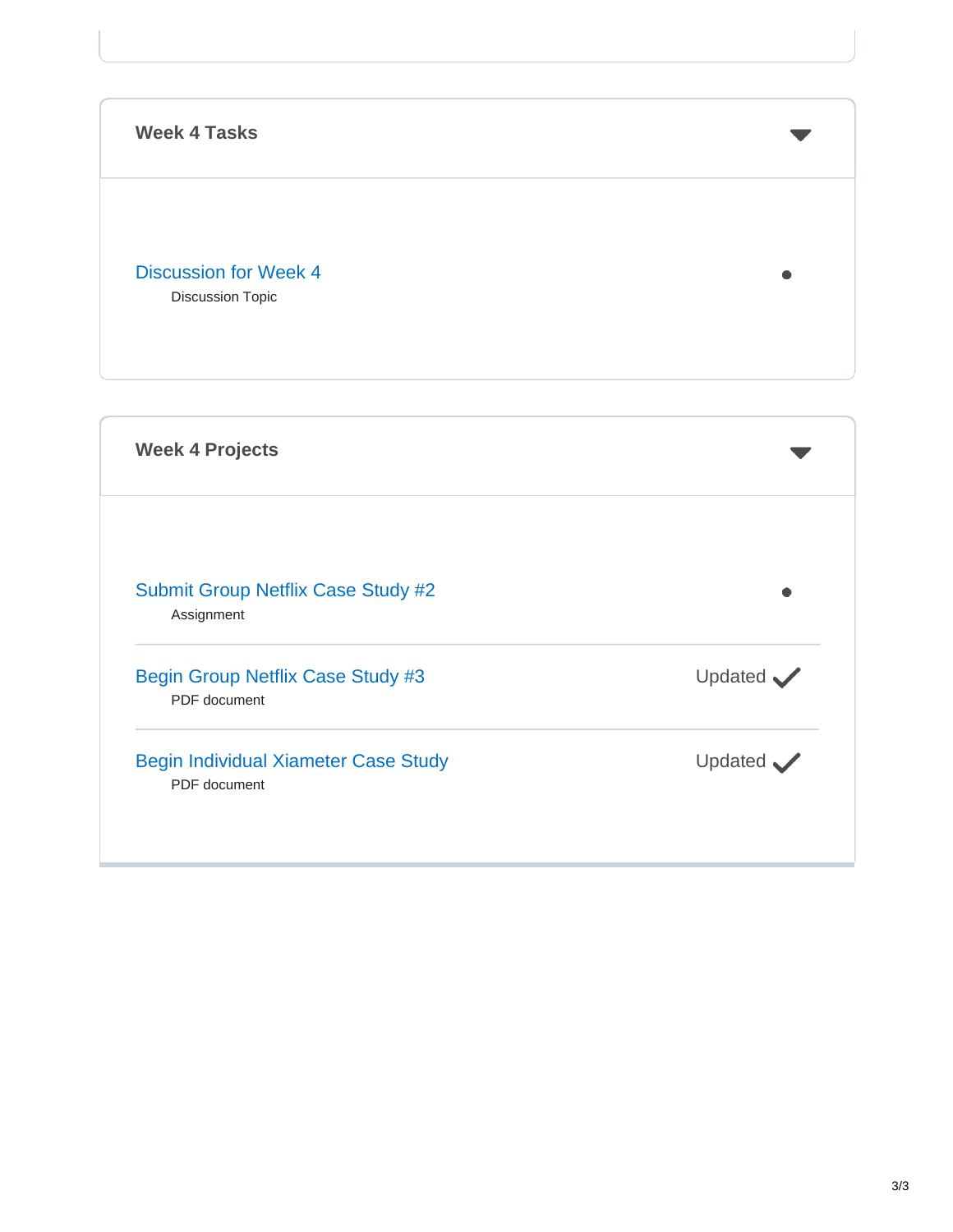## Week 4 Tasks

Discussion for Week 4

Discussion Topic

## Week 4 Projects

Submit Group Netflix Case Study #2

Assignment

Begin Group Netflix Case Study #3

PDF document

Updated ✓

Begin Individual Xiameter Case Study

PDF document

Updated ✓